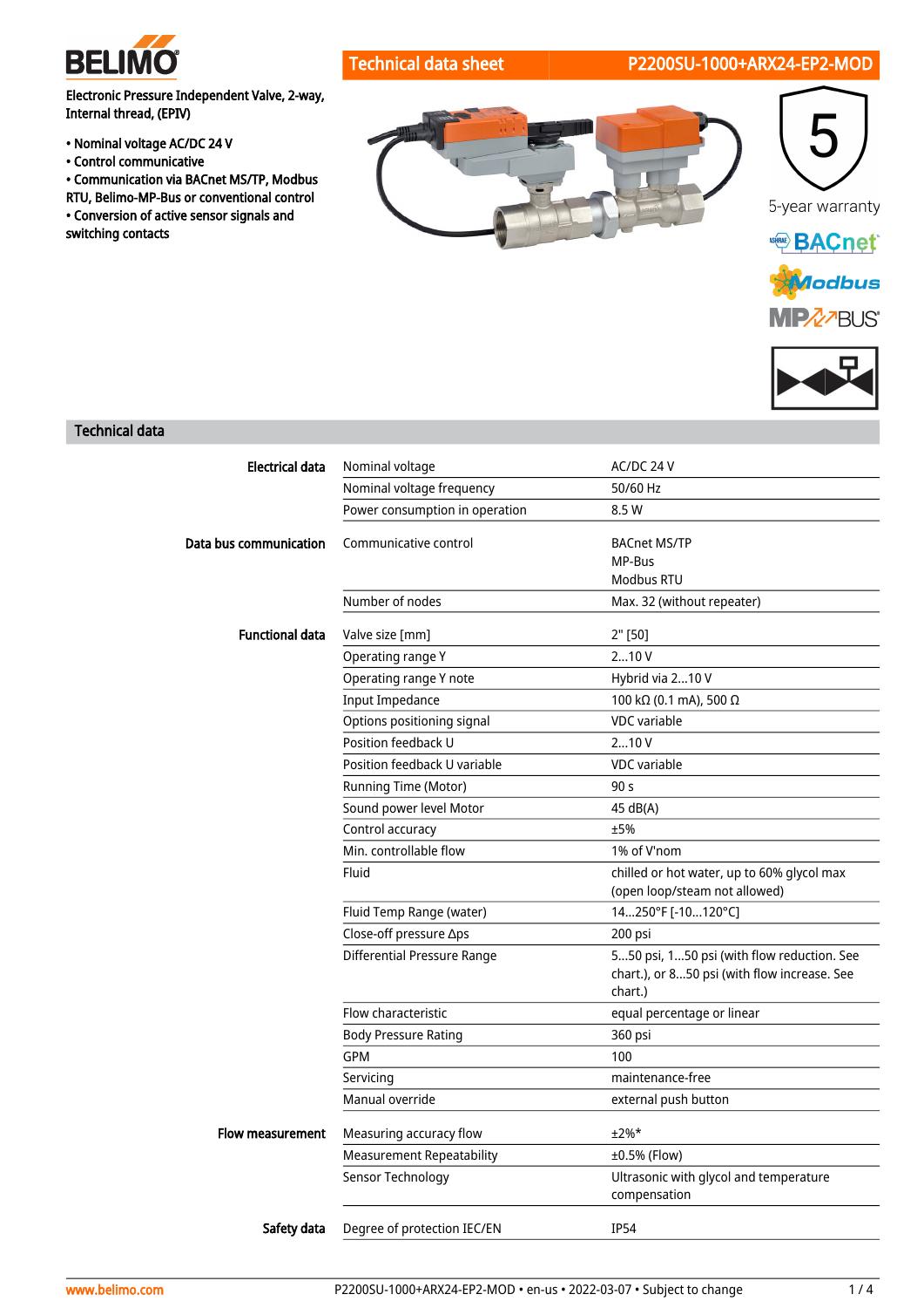BELIMO

# Technical data sheet — P2200SU-1000+ARX24-EP2-MOD

**Electronic Pressure Independent Valve, 2-way, Internal thread, (EPIV)**

- **Nominal voltage AC/DC 24 V**
- **Control communicative**
- **Communication via BACnet MS/TP, Modbus RTU, Belimo-MP-Bus or conventional control**
- **Conversion of active sensor signals and switching contacts**

5-year warranty

BACnet

Modbus

MP BUS

## Technical data

| | | |
|---|---|---|
| **Electrical data** | Nominal voltage | AC/DC 24 V |
| | Nominal voltage frequency | 50/60 Hz |
| | Power consumption in operation | 8.5 W |
| **Data bus communication** | Communicative control | BACnet MS/TP<br>MP-Bus<br>Modbus RTU |
| | Number of nodes | Max. 32 (without repeater) |
| **Functional data** | Valve size [mm] | 2" [50] |
| | Operating range Y | 2...10 V |
| | Operating range Y note | Hybrid via 2...10 V |
| | Input Impedance | 100 kΩ (0.1 mA), 500 Ω |
| | Options positioning signal | VDC variable |
| | Position feedback U | 2...10 V |
| | Position feedback U variable | VDC variable |
| | Running Time (Motor) | 90 s |
| | Sound power level Motor | 45 dB(A) |
| | Control accuracy | ±5% |
| | Min. controllable flow | 1% of V'nom |
| | Fluid | chilled or hot water, up to 60% glycol max (open loop/steam not allowed) |
| | Fluid Temp Range (water) | 14...250°F [-10...120°C] |
| | Close-off pressure Δps | 200 psi |
| | Differential Pressure Range | 5...50 psi, 1...50 psi (with flow reduction. See chart.), or 8...50 psi (with flow increase. See chart.) |
| | Flow characteristic | equal percentage or linear |
| | Body Pressure Rating | 360 psi |
| | GPM | 100 |
| | Servicing | maintenance-free |
| | Manual override | external push button |
| **Flow measurement** | Measuring accuracy flow | ±2%* |
| | Measurement Repeatability | ±0.5% (Flow) |
| | Sensor Technology | Ultrasonic with glycol and temperature compensation |
| **Safety data** | Degree of protection IEC/EN | IP54 |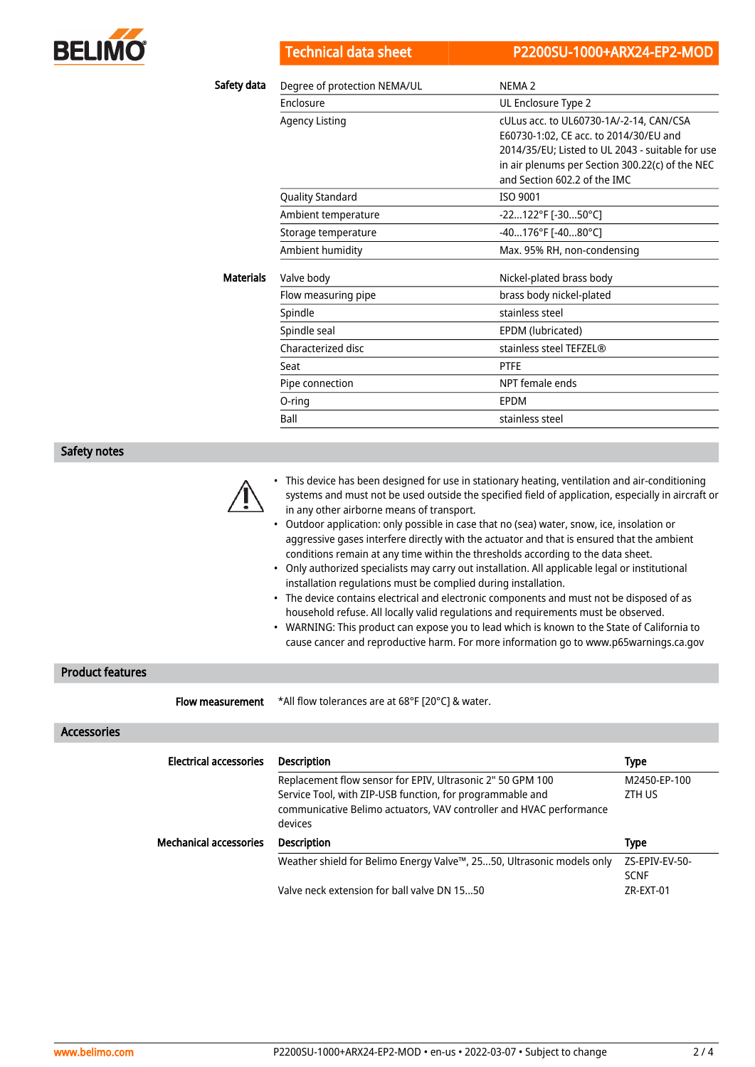| Safety data | | |
|---|---|---|
| | Degree of protection NEMA/UL | NEMA 2 |
| | Enclosure | UL Enclosure Type 2 |
| | Agency Listing | cULus acc. to UL60730-1A/-2-14, CAN/CSA E60730-1:02, CE acc. to 2014/30/EU and 2014/35/EU; Listed to UL 2043 - suitable for use in air plenums per Section 300.22(c) of the NEC and Section 602.2 of the IMC |
| | Quality Standard | ISO 9001 |
| | Ambient temperature | -22...122°F [-30...50°C] |
| | Storage temperature | -40...176°F [-40...80°C] |
| | Ambient humidity | Max. 95% RH, non-condensing |

| Materials | | |
|---|---|---|
| | Valve body | Nickel-plated brass body |
| | Flow measuring pipe | brass body nickel-plated |
| | Spindle | stainless steel |
| | Spindle seal | EPDM (lubricated) |
| | Characterized disc | stainless steel TEFZEL® |
| | Seat | PTFE |
| | Pipe connection | NPT female ends |
| | O-ring | EPDM |
| | Ball | stainless steel |

## Safety notes

- This device has been designed for use in stationary heating, ventilation and air-conditioning systems and must not be used outside the specified field of application, especially in aircraft or in any other airborne means of transport.
- Outdoor application: only possible in case that no (sea) water, snow, ice, insolation or aggressive gases interfere directly with the actuator and that is ensured that the ambient conditions remain at any time within the thresholds according to the data sheet.
- Only authorized specialists may carry out installation. All applicable legal or institutional installation regulations must be complied during installation.
- The device contains electrical and electronic components and must not be disposed of as household refuse. All locally valid regulations and requirements must be observed.
- WARNING: This product can expose you to lead which is known to the State of California to cause cancer and reproductive harm. For more information go to www.p65warnings.ca.gov

## Product features

**Flow measurement** *All flow tolerances are at 68°F [20°C] & water.

## Accessories

**Electrical accessories**

| Description | Type |
|---|---|
| Replacement flow sensor for EPIV, Ultrasonic 2" 50 GPM 100 | M2450-EP-100 |
| Service Tool, with ZIP-USB function, for programmable and communicative Belimo actuators, VAV controller and HVAC performance devices | ZTH US |

**Mechanical accessories**

| Description | Type |
|---|---|
| Weather shield for Belimo Energy Valve™, 25...50, Ultrasonic models only | ZS-EPIV-EV-50-SCNF |
| Valve neck extension for ball valve DN 15...50 | ZR-EXT-01 |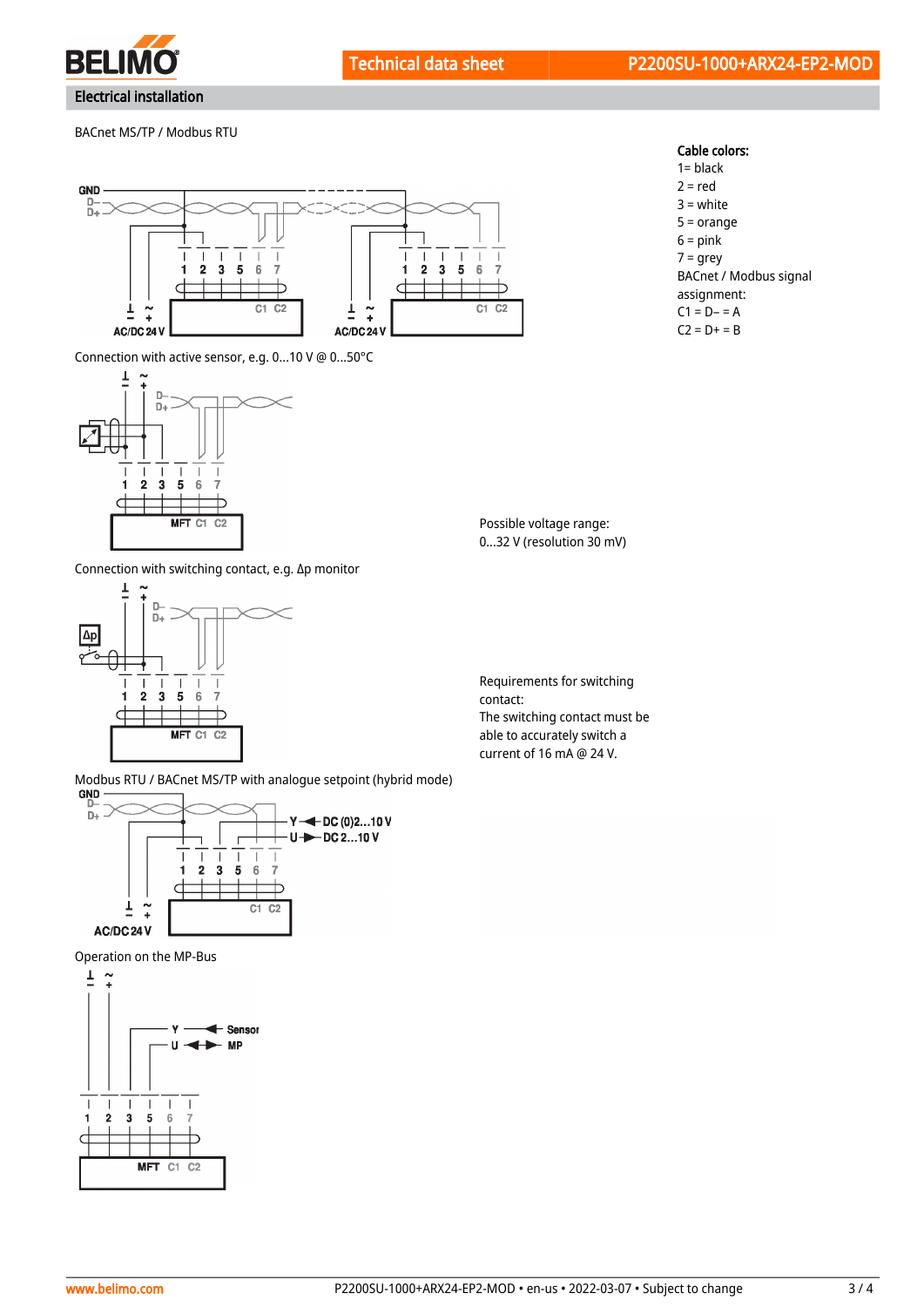## Electrical installation

BaCnet MS/TP / Modbus RTU

GND
D–
D+

1 2 3 5 6 7

C1 C2

AC/DC 24 V

1 2 3 5 6 7

C1 C2

AC/DC 24 V

**Cable colors:**
1= black
2 = red
3 = white
5 = orange
6 = pink
7 = grey

BACnet / Modbus signal assignment:
C1 = D– = A
C2 = D+ = B

Connection with active sensor, e.g. 0...10 V @ 0...50°C

D–
D+

1 2 3 5 6 7

MFT C1 C2

Possible voltage range:
0...32 V (resolution 30 mV)

Connection with switching contact, e.g. Δp monitor

Δp

D–
D+

1 2 3 5 6 7

MFT C1 C2

Requirements for switching contact:
The switching contact must be able to accurately switch a current of 16 mA @ 24 V.

Modbus RTU / BACnet MS/TP with analogue setpoint (hybrid mode)

GND
D–
D+

Y ◄ DC (0)2...10 V
U ► DC 2...10 V

1 2 3 5 6 7

C1 C2

AC/DC 24 V

Operation on the MP-Bus

Y ◄ Sensor
U ◄► MP

1 2 3 5 6 7

MFT C1 C2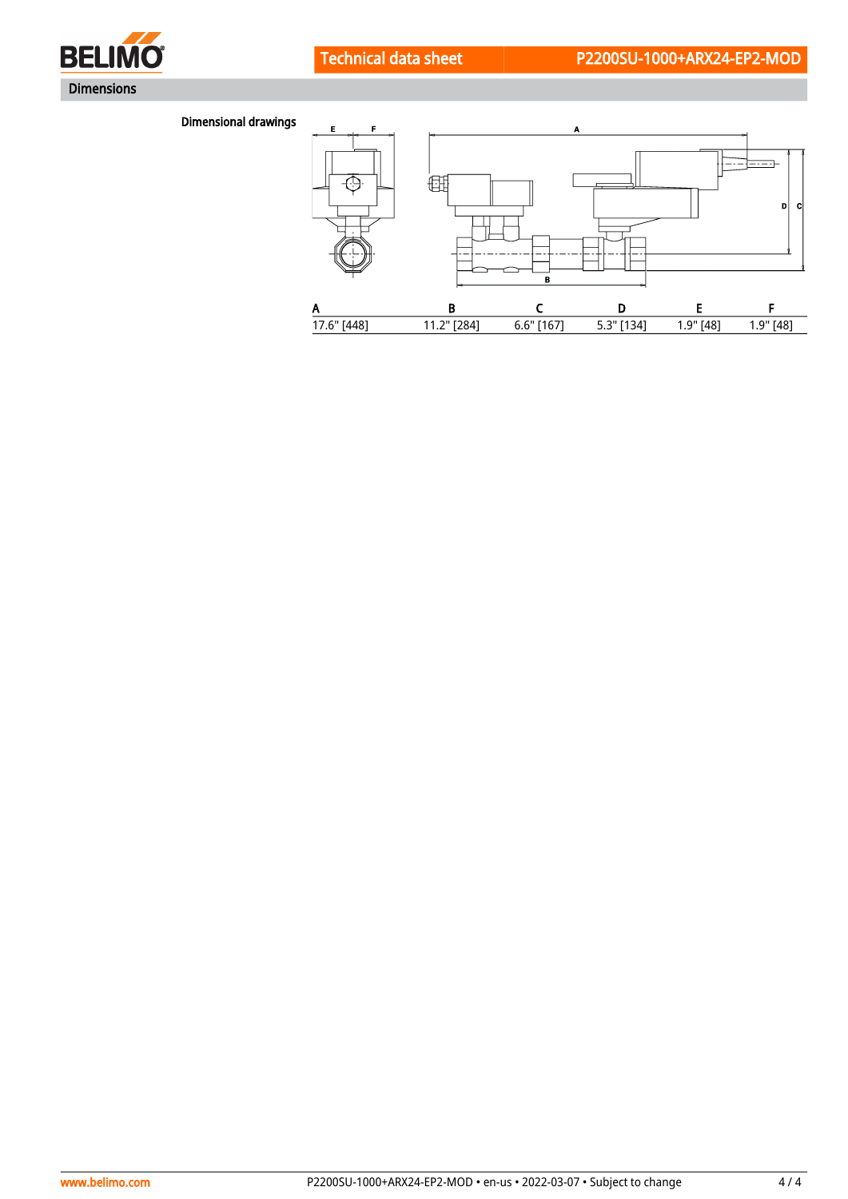## Dimensions

**Dimensional drawings**

E F A D C B

| A | B | C | D | E | F |
|---|---|---|---|---|---|
| 17.6" [448] | 11.2" [284] | 6.6" [167] | 5.3" [134] | 1.9" [48] | 1.9" [48] |